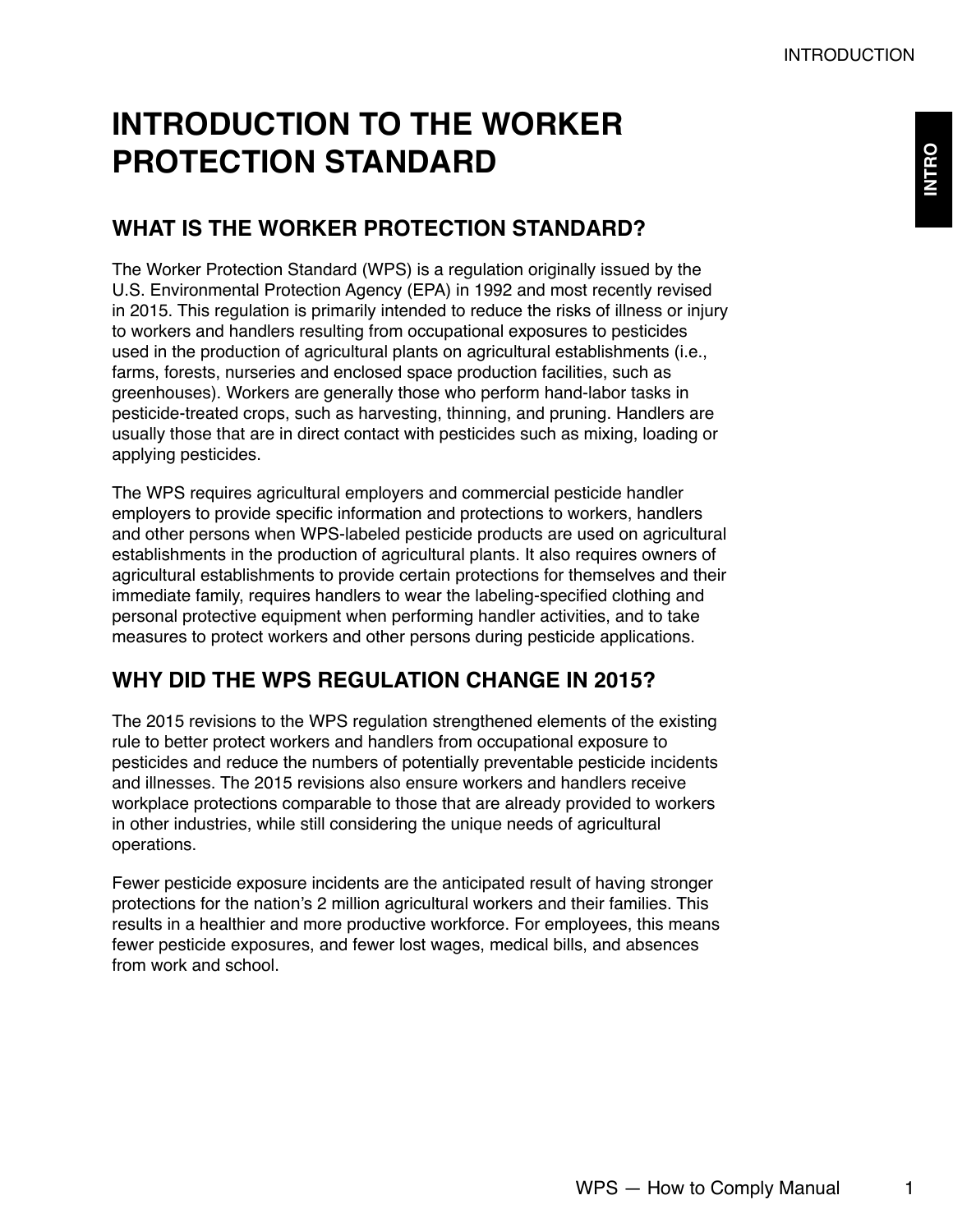# INTRODUCTION TO THE WORKER PROTECTION STANDARD

## WHAT IS THE WORKER PROTECTION STANDARD?

The Worker Protection Standard (WPS) is a regulation originally issued by the U.S. Environmental Protection Agency (EPA) in 1992 and most recently revised in 2015. This regulation is primarily intended to reduce the risks of illness or injury to workers and handlers resulting from occupational exposures to pesticides used in the production of agricultural plants on agricultural establishments (i.e., farms, forests, nurseries and enclosed space production facilities, such as greenhouses). Workers are generally those who perform hand-labor tasks in pesticide-treated crops, such as harvesting, thinning, and pruning. Handlers are usually those that are in direct contact with pesticides such as mixing, loading or applying pesticides.

The WPS requires agricultural employers and commercial pesticide handler employers to provide specific information and protections to workers, handlers and other persons when WPS-labeled pesticide products are used on agricultural establishments in the production of agricultural plants. It also requires owners of agricultural establishments to provide certain protections for themselves and their immediate family, requires handlers to wear the labeling-specified clothing and personal protective equipment when performing handler activities, and to take measures to protect workers and other persons during pesticide applications.

## WHY DID THE WPS REGULATION CHANGE IN 2015?

The 2015 revisions to the WPS regulation strengthened elements of the existing rule to better protect workers and handlers from occupational exposure to pesticides and reduce the numbers of potentially preventable pesticide incidents and illnesses. The 2015 revisions also ensure workers and handlers receive workplace protections comparable to those that are already provided to workers in other industries, while still considering the unique needs of agricultural operations.

Fewer pesticide exposure incidents are the anticipated result of having stronger protections for the nation's 2 million agricultural workers and their families. This results in a healthier and more productive workforce. For employees, this means fewer pesticide exposures, and fewer lost wages, medical bills, and absences from work and school.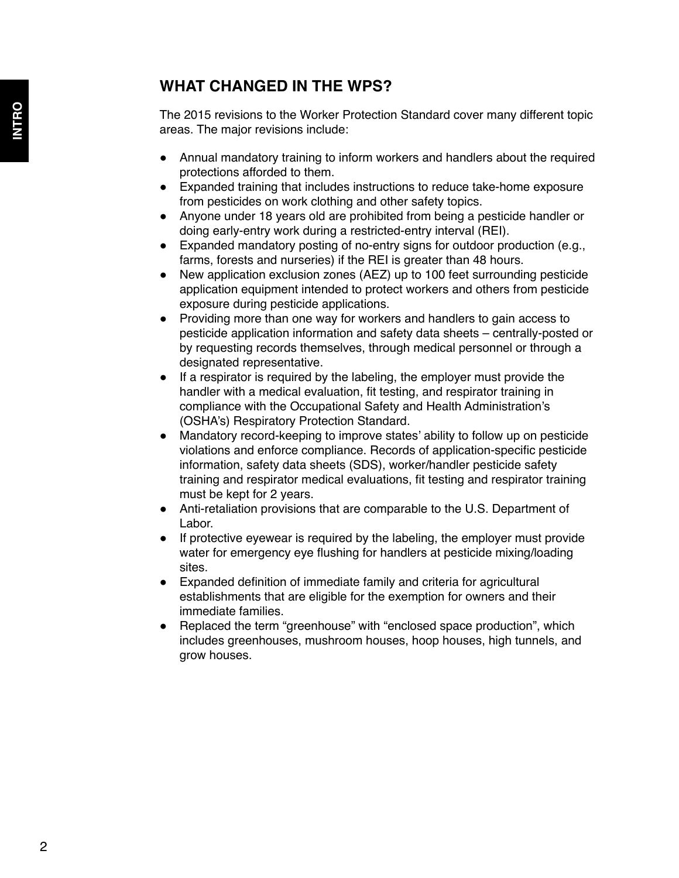## WHAT CHANGED IN THE WPS?

The 2015 revisions to the Worker Protection Standard cover many different topic areas. The major revisions include:

- Annual mandatory training to inform workers and handlers about the required protections afforded to them.
- Expanded training that includes instructions to reduce take-home exposure from pesticides on work clothing and other safety topics.
- Anyone under 18 years old are prohibited from being a pesticide handler or doing early-entry work during a restricted-entry interval (REI).
- Expanded mandatory posting of no-entry signs for outdoor production (e.g., farms, forests and nurseries) if the REI is greater than 48 hours.
- New application exclusion zones (AEZ) up to 100 feet surrounding pesticide application equipment intended to protect workers and others from pesticide exposure during pesticide applications.
- Providing more than one way for workers and handlers to gain access to pesticide application information and safety data sheets – centrally-posted or by requesting records themselves, through medical personnel or through a designated representative.
- If a respirator is required by the labeling, the employer must provide the handler with a medical evaluation, fit testing, and respirator training in compliance with the Occupational Safety and Health Administration's (OSHA's) Respiratory Protection Standard.
- Mandatory record-keeping to improve states' ability to follow up on pesticide violations and enforce compliance. Records of application-specific pesticide information, safety data sheets (SDS), worker/handler pesticide safety training and respirator medical evaluations, fit testing and respirator training must be kept for 2 years.
- Anti-retaliation provisions that are comparable to the U.S. Department of Labor.
- If protective eyewear is required by the labeling, the employer must provide water for emergency eye flushing for handlers at pesticide mixing/loading sites.
- Expanded definition of immediate family and criteria for agricultural establishments that are eligible for the exemption for owners and their immediate families.
- Replaced the term "greenhouse" with "enclosed space production", which includes greenhouses, mushroom houses, hoop houses, high tunnels, and grow houses.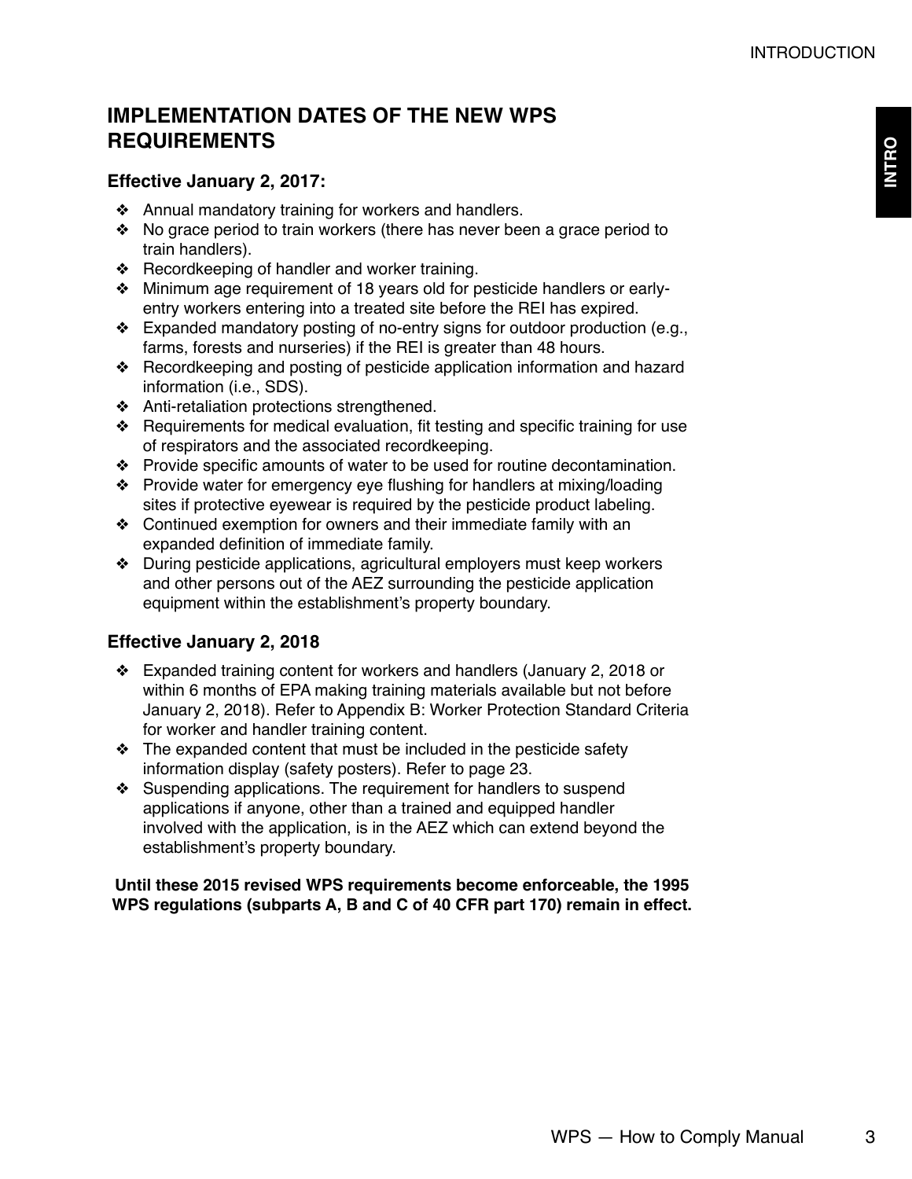## IMPLEMENTATION DATES OF THE NEW WPS REQUIREMENTS

### Effective January 2, 2017:

- Annual mandatory training for workers and handlers.
- No grace period to train workers (there has never been a grace period to train handlers).
- Recordkeeping of handler and worker training.
- Minimum age requirement of 18 years old for pesticide handlers or early-entry workers entering into a treated site before the REI has expired.
- Expanded mandatory posting of no-entry signs for outdoor production (e.g., farms, forests and nurseries) if the REI is greater than 48 hours.
- Recordkeeping and posting of pesticide application information and hazard information (i.e., SDS).
- Anti-retaliation protections strengthened.
- Requirements for medical evaluation, fit testing and specific training for use of respirators and the associated recordkeeping.
- Provide specific amounts of water to be used for routine decontamination.
- Provide water for emergency eye flushing for handlers at mixing/loading sites if protective eyewear is required by the pesticide product labeling.
- Continued exemption for owners and their immediate family with an expanded definition of immediate family.
- During pesticide applications, agricultural employers must keep workers and other persons out of the AEZ surrounding the pesticide application equipment within the establishment's property boundary.

### Effective January 2, 2018

- Expanded training content for workers and handlers (January 2, 2018 or within 6 months of EPA making training materials available but not before January 2, 2018). Refer to Appendix B: Worker Protection Standard Criteria for worker and handler training content.
- The expanded content that must be included in the pesticide safety information display (safety posters). Refer to page 23.
- Suspending applications. The requirement for handlers to suspend applications if anyone, other than a trained and equipped handler involved with the application, is in the AEZ which can extend beyond the establishment's property boundary.

**Until these 2015 revised WPS requirements become enforceable, the 1995 WPS regulations (subparts A, B and C of 40 CFR part 170) remain in effect.**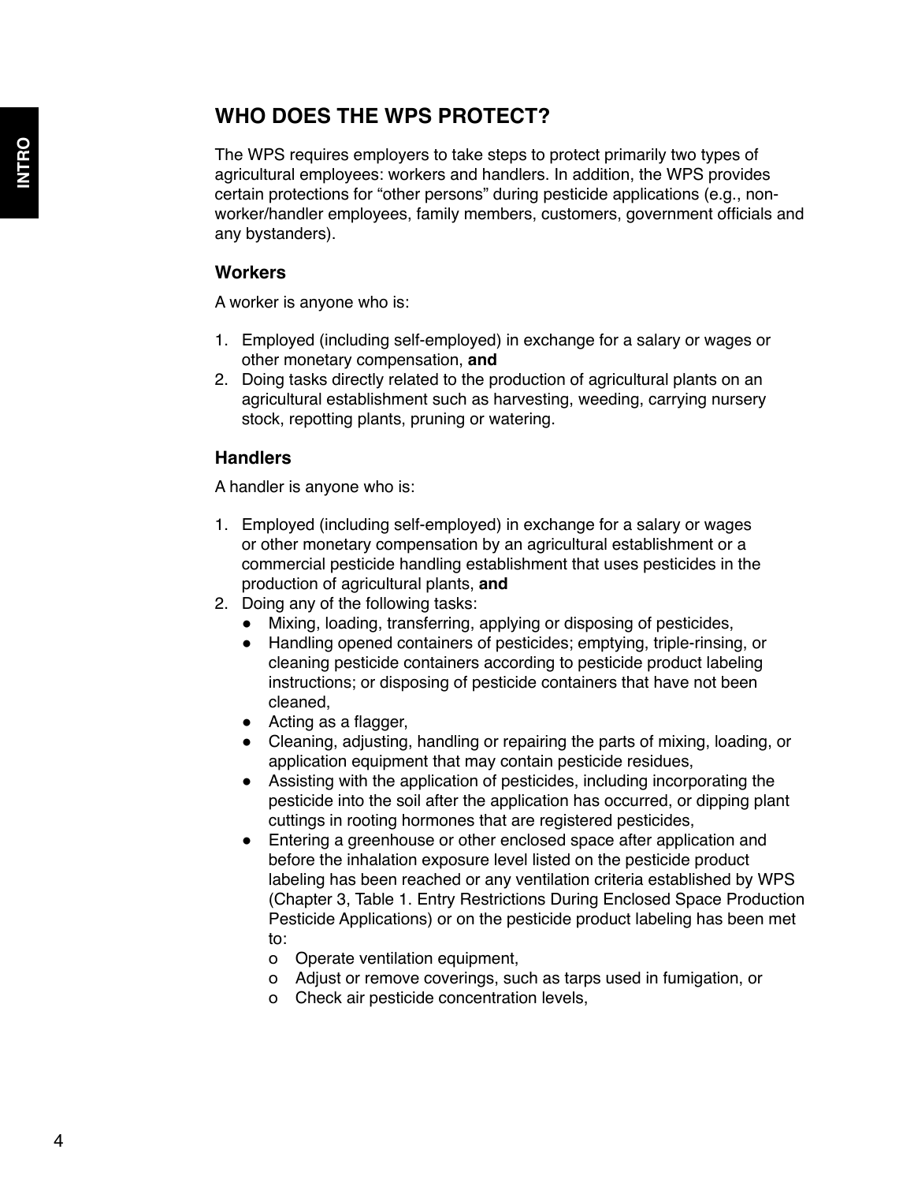## WHO DOES THE WPS PROTECT?

The WPS requires employers to take steps to protect primarily two types of agricultural employees: workers and handlers. In addition, the WPS provides certain protections for "other persons" during pesticide applications (e.g., non-worker/handler employees, family members, customers, government officials and any bystanders).

### Workers

A worker is anyone who is:

1. Employed (including self-employed) in exchange for a salary or wages or other monetary compensation, **and**
2. Doing tasks directly related to the production of agricultural plants on an agricultural establishment such as harvesting, weeding, carrying nursery stock, repotting plants, pruning or watering.

### Handlers

A handler is anyone who is:

1. Employed (including self-employed) in exchange for a salary or wages or other monetary compensation by an agricultural establishment or a commercial pesticide handling establishment that uses pesticides in the production of agricultural plants, **and**
2. Doing any of the following tasks:
   - Mixing, loading, transferring, applying or disposing of pesticides,
   - Handling opened containers of pesticides; emptying, triple-rinsing, or cleaning pesticide containers according to pesticide product labeling instructions; or disposing of pesticide containers that have not been cleaned,
   - Acting as a flagger,
   - Cleaning, adjusting, handling or repairing the parts of mixing, loading, or application equipment that may contain pesticide residues,
   - Assisting with the application of pesticides, including incorporating the pesticide into the soil after the application has occurred, or dipping plant cuttings in rooting hormones that are registered pesticides,
   - Entering a greenhouse or other enclosed space after application and before the inhalation exposure level listed on the pesticide product labeling has been reached or any ventilation criteria established by WPS (Chapter 3, Table 1. Entry Restrictions During Enclosed Space Production Pesticide Applications) or on the pesticide product labeling has been met to:
     - Operate ventilation equipment,
     - Adjust or remove coverings, such as tarps used in fumigation, or
     - Check air pesticide concentration levels,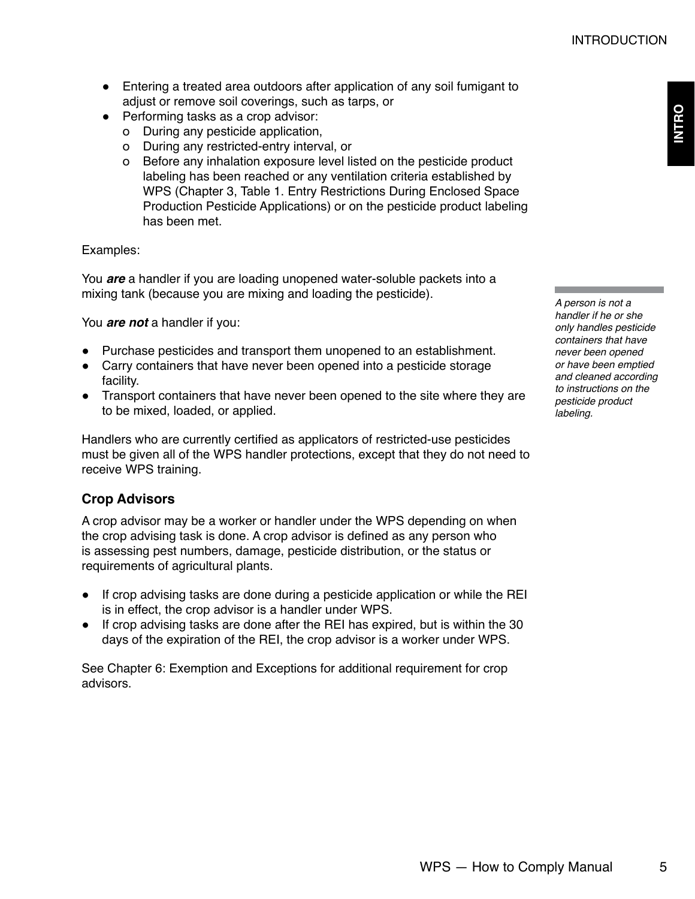- Entering a treated area outdoors after application of any soil fumigant to adjust or remove soil coverings, such as tarps, or
- Performing tasks as a crop advisor:
  - o During any pesticide application,
  - o During any restricted-entry interval, or
  - o Before any inhalation exposure level listed on the pesticide product labeling has been reached or any ventilation criteria established by WPS (Chapter 3, Table 1. Entry Restrictions During Enclosed Space Production Pesticide Applications) or on the pesticide product labeling has been met.

Examples:

You ***are*** a handler if you are loading unopened water-soluble packets into a mixing tank (because you are mixing and loading the pesticide).

You ***are not*** a handler if you:

- Purchase pesticides and transport them unopened to an establishment.
- Carry containers that have never been opened into a pesticide storage facility.
- Transport containers that have never been opened to the site where they are to be mixed, loaded, or applied.

*A person is not a handler if he or she only handles pesticide containers that have never been opened or have been emptied and cleaned according to instructions on the pesticide product labeling.*

Handlers who are currently certified as applicators of restricted-use pesticides must be given all of the WPS handler protections, except that they do not need to receive WPS training.

### Crop Advisors

A crop advisor may be a worker or handler under the WPS depending on when the crop advising task is done. A crop advisor is defined as any person who is assessing pest numbers, damage, pesticide distribution, or the status or requirements of agricultural plants.

- If crop advising tasks are done during a pesticide application or while the REI is in effect, the crop advisor is a handler under WPS.
- If crop advising tasks are done after the REI has expired, but is within the 30 days of the expiration of the REI, the crop advisor is a worker under WPS.

See Chapter 6: Exemption and Exceptions for additional requirement for crop advisors.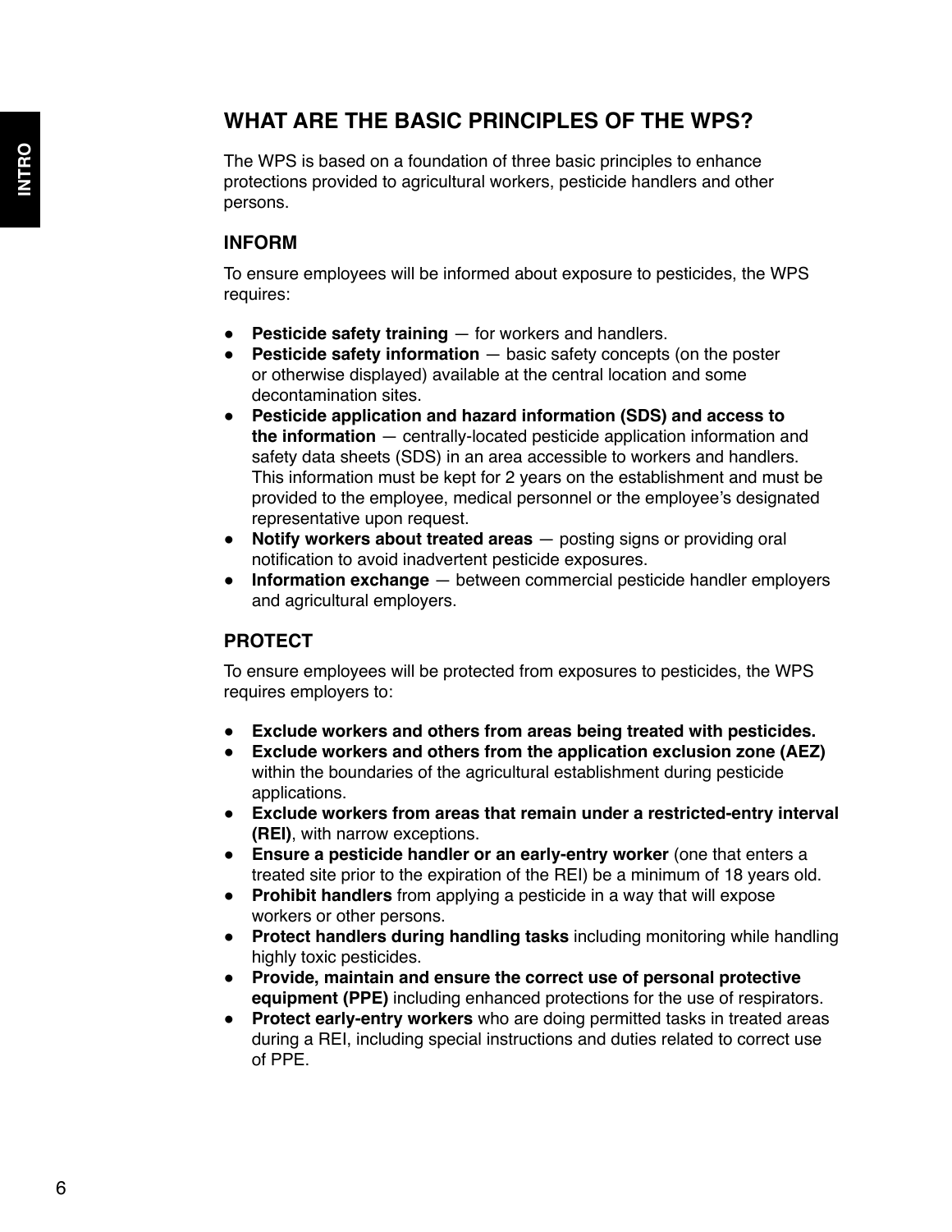## WHAT ARE THE BASIC PRINCIPLES OF THE WPS?

The WPS is based on a foundation of three basic principles to enhance protections provided to agricultural workers, pesticide handlers and other persons.

### INFORM

To ensure employees will be informed about exposure to pesticides, the WPS requires:

- **Pesticide safety training** — for workers and handlers.
- **Pesticide safety information** — basic safety concepts (on the poster or otherwise displayed) available at the central location and some decontamination sites.
- **Pesticide application and hazard information (SDS) and access to the information** — centrally-located pesticide application information and safety data sheets (SDS) in an area accessible to workers and handlers. This information must be kept for 2 years on the establishment and must be provided to the employee, medical personnel or the employee's designated representative upon request.
- **Notify workers about treated areas** — posting signs or providing oral notification to avoid inadvertent pesticide exposures.
- **Information exchange** — between commercial pesticide handler employers and agricultural employers.

### PROTECT

To ensure employees will be protected from exposures to pesticides, the WPS requires employers to:

- **Exclude workers and others from areas being treated with pesticides.**
- **Exclude workers and others from the application exclusion zone (AEZ)** within the boundaries of the agricultural establishment during pesticide applications.
- **Exclude workers from areas that remain under a restricted-entry interval (REI)**, with narrow exceptions.
- **Ensure a pesticide handler or an early-entry worker** (one that enters a treated site prior to the expiration of the REI) be a minimum of 18 years old.
- **Prohibit handlers** from applying a pesticide in a way that will expose workers or other persons.
- **Protect handlers during handling tasks** including monitoring while handling highly toxic pesticides.
- **Provide, maintain and ensure the correct use of personal protective equipment (PPE)** including enhanced protections for the use of respirators.
- **Protect early-entry workers** who are doing permitted tasks in treated areas during a REI, including special instructions and duties related to correct use of PPE.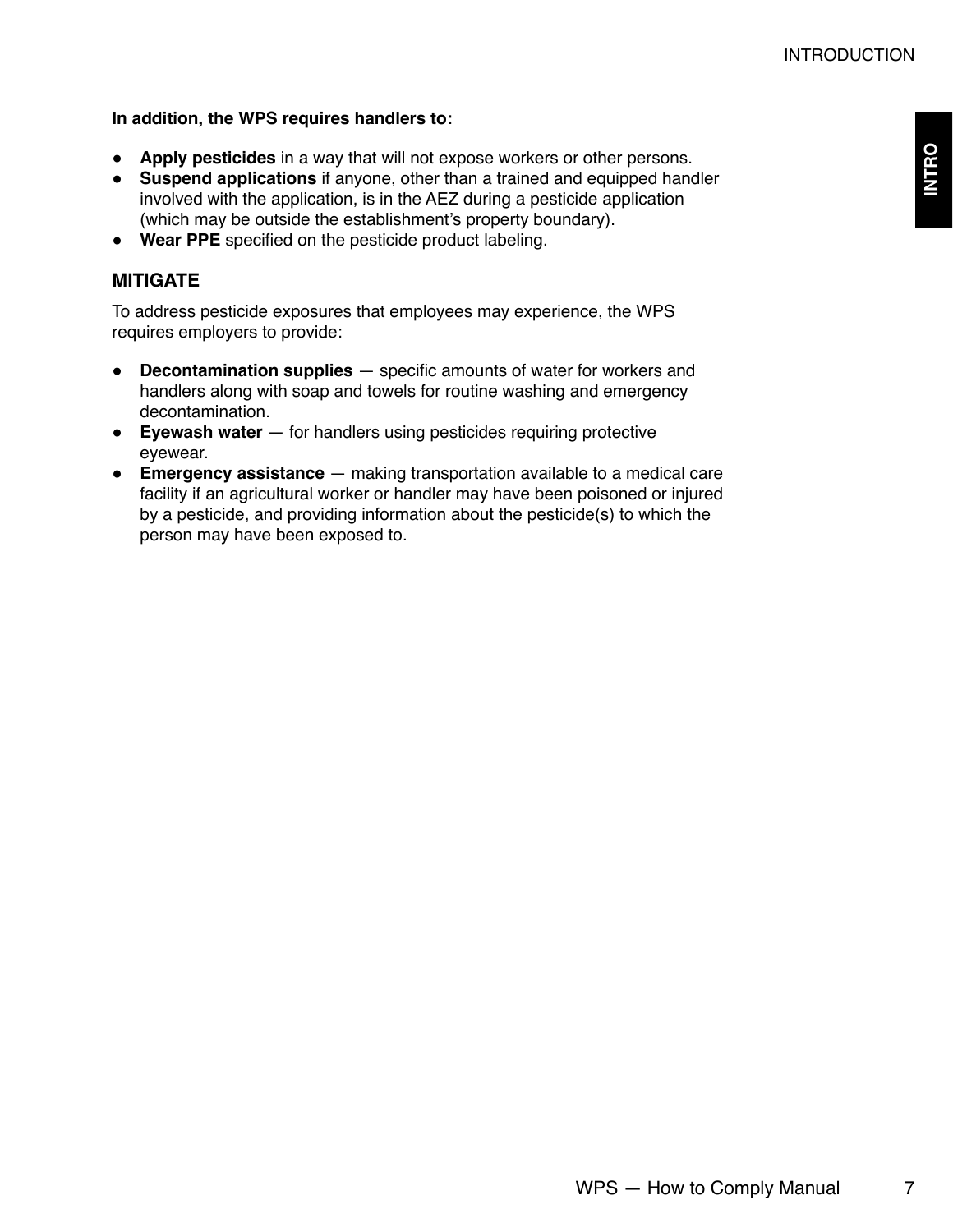**In addition, the WPS requires handlers to:**

- **Apply pesticides** in a way that will not expose workers or other persons.
- **Suspend applications** if anyone, other than a trained and equipped handler involved with the application, is in the AEZ during a pesticide application (which may be outside the establishment's property boundary).
- **Wear PPE** specified on the pesticide product labeling.

## MITIGATE

To address pesticide exposures that employees may experience, the WPS requires employers to provide:

- **Decontamination supplies** — specific amounts of water for workers and handlers along with soap and towels for routine washing and emergency decontamination.
- **Eyewash water** — for handlers using pesticides requiring protective eyewear.
- **Emergency assistance** — making transportation available to a medical care facility if an agricultural worker or handler may have been poisoned or injured by a pesticide, and providing information about the pesticide(s) to which the person may have been exposed to.